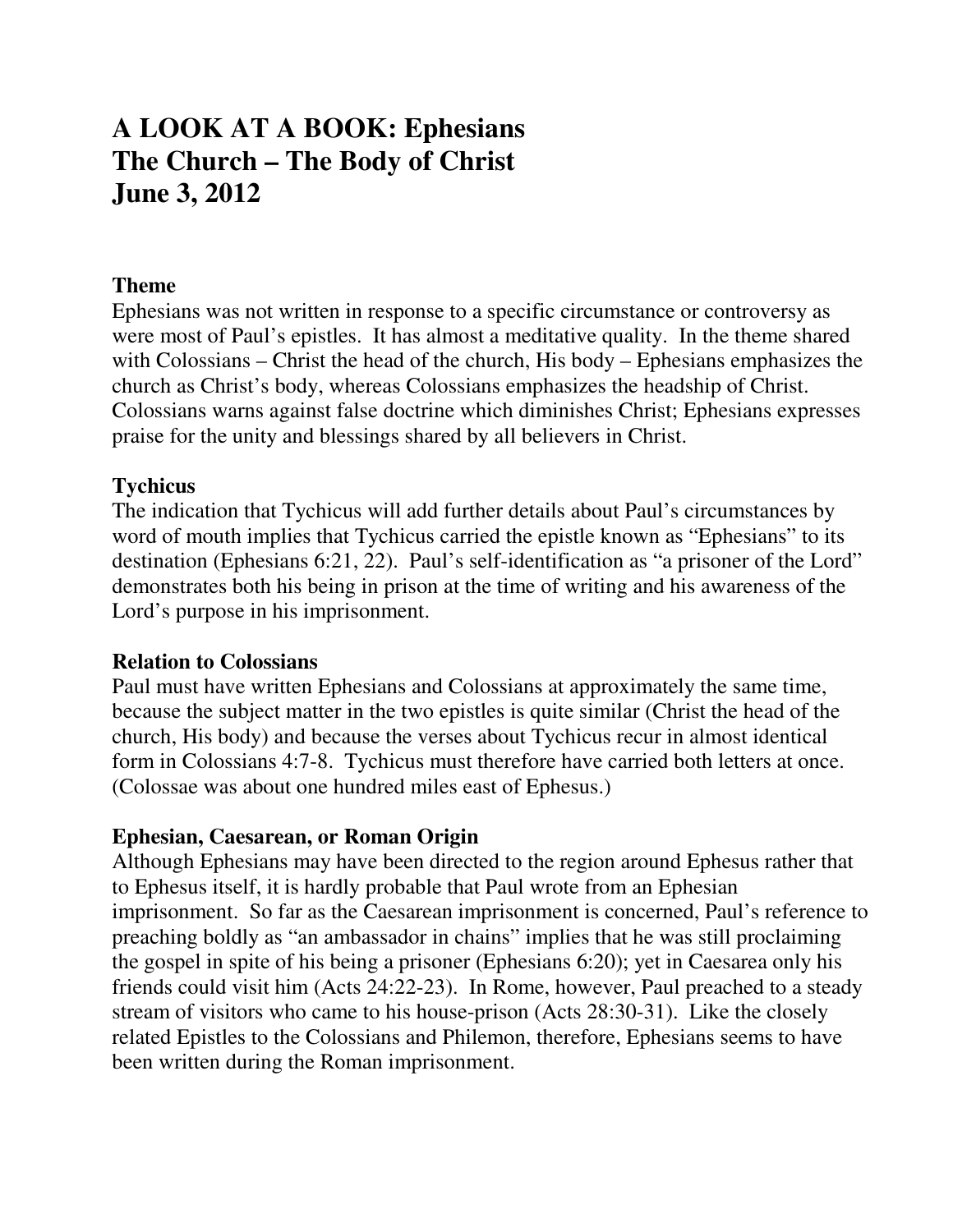# A LOOK AT A BOOK: Ephesians
# The Church – The Body of Christ
# June 3, 2012

**Theme**

Ephesians was not written in response to a specific circumstance or controversy as were most of Paul's epistles. It has almost a meditative quality. In the theme shared with Colossians – Christ the head of the church, His body – Ephesians emphasizes the church as Christ's body, whereas Colossians emphasizes the headship of Christ. Colossians warns against false doctrine which diminishes Christ; Ephesians expresses praise for the unity and blessings shared by all believers in Christ.

**Tychicus**

The indication that Tychicus will add further details about Paul's circumstances by word of mouth implies that Tychicus carried the epistle known as "Ephesians" to its destination (Ephesians 6:21, 22). Paul's self-identification as "a prisoner of the Lord" demonstrates both his being in prison at the time of writing and his awareness of the Lord's purpose in his imprisonment.

**Relation to Colossians**

Paul must have written Ephesians and Colossians at approximately the same time, because the subject matter in the two epistles is quite similar (Christ the head of the church, His body) and because the verses about Tychicus recur in almost identical form in Colossians 4:7-8. Tychicus must therefore have carried both letters at once. (Colossae was about one hundred miles east of Ephesus.)

**Ephesian, Caesarean, or Roman Origin**

Although Ephesians may have been directed to the region around Ephesus rather that to Ephesus itself, it is hardly probable that Paul wrote from an Ephesian imprisonment. So far as the Caesarean imprisonment is concerned, Paul's reference to preaching boldly as "an ambassador in chains" implies that he was still proclaiming the gospel in spite of his being a prisoner (Ephesians 6:20); yet in Caesarea only his friends could visit him (Acts 24:22-23). In Rome, however, Paul preached to a steady stream of visitors who came to his house-prison (Acts 28:30-31). Like the closely related Epistles to the Colossians and Philemon, therefore, Ephesians seems to have been written during the Roman imprisonment.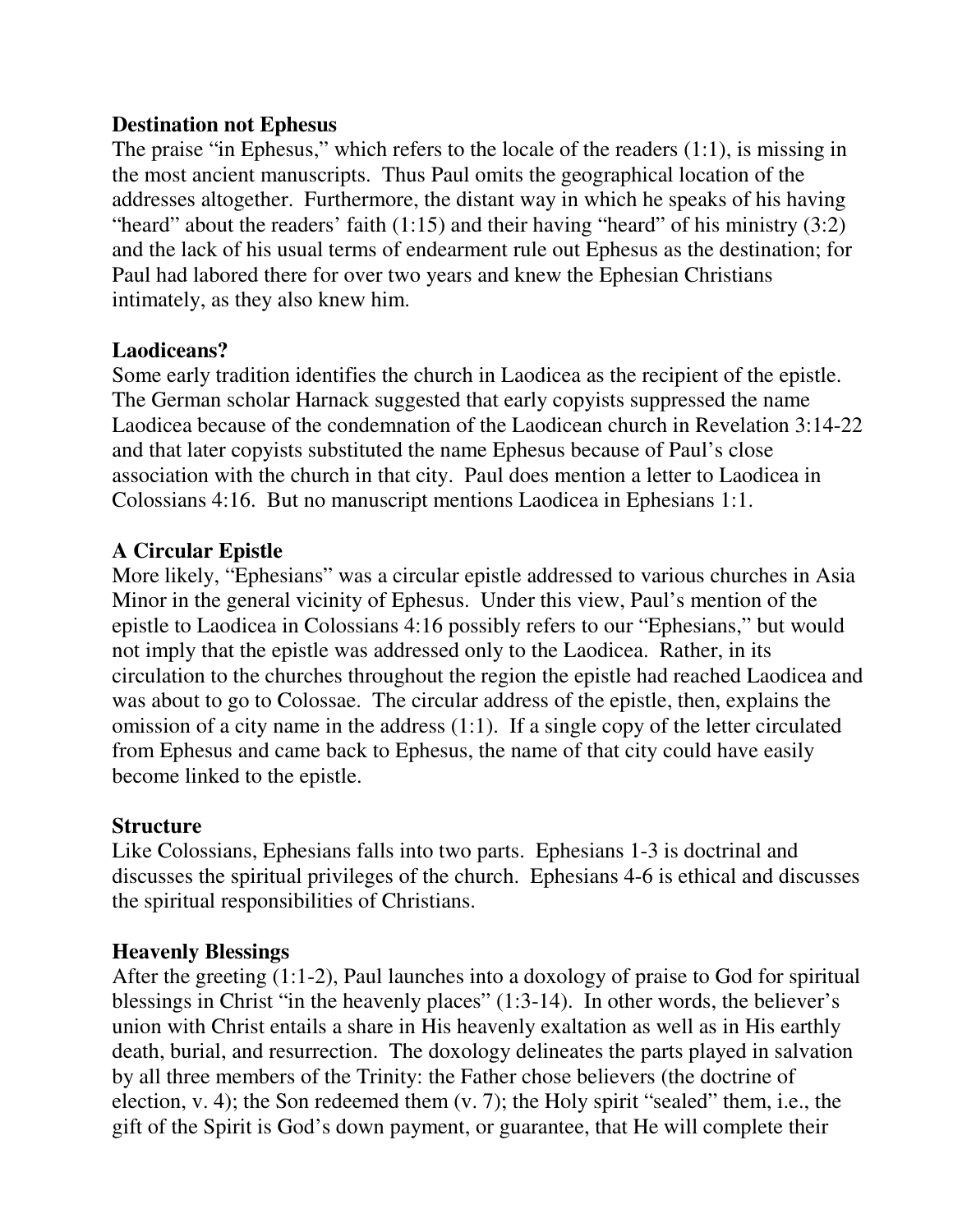**Destination not Ephesus**

The praise "in Ephesus," which refers to the locale of the readers (1:1), is missing in the most ancient manuscripts. Thus Paul omits the geographical location of the addresses altogether. Furthermore, the distant way in which he speaks of his having "heard" about the readers' faith (1:15) and their having "heard" of his ministry (3:2) and the lack of his usual terms of endearment rule out Ephesus as the destination; for Paul had labored there for over two years and knew the Ephesian Christians intimately, as they also knew him.

**Laodiceans?**

Some early tradition identifies the church in Laodicea as the recipient of the epistle. The German scholar Harnack suggested that early copyists suppressed the name Laodicea because of the condemnation of the Laodicean church in Revelation 3:14-22 and that later copyists substituted the name Ephesus because of Paul's close association with the church in that city. Paul does mention a letter to Laodicea in Colossians 4:16. But no manuscript mentions Laodicea in Ephesians 1:1.

**A Circular Epistle**

More likely, "Ephesians" was a circular epistle addressed to various churches in Asia Minor in the general vicinity of Ephesus. Under this view, Paul's mention of the epistle to Laodicea in Colossians 4:16 possibly refers to our "Ephesians," but would not imply that the epistle was addressed only to the Laodicea. Rather, in its circulation to the churches throughout the region the epistle had reached Laodicea and was about to go to Colossae. The circular address of the epistle, then, explains the omission of a city name in the address (1:1). If a single copy of the letter circulated from Ephesus and came back to Ephesus, the name of that city could have easily become linked to the epistle.

**Structure**

Like Colossians, Ephesians falls into two parts. Ephesians 1-3 is doctrinal and discusses the spiritual privileges of the church. Ephesians 4-6 is ethical and discusses the spiritual responsibilities of Christians.

**Heavenly Blessings**

After the greeting (1:1-2), Paul launches into a doxology of praise to God for spiritual blessings in Christ "in the heavenly places" (1:3-14). In other words, the believer's union with Christ entails a share in His heavenly exaltation as well as in His earthly death, burial, and resurrection. The doxology delineates the parts played in salvation by all three members of the Trinity: the Father chose believers (the doctrine of election, v. 4); the Son redeemed them (v. 7); the Holy spirit "sealed" them, i.e., the gift of the Spirit is God's down payment, or guarantee, that He will complete their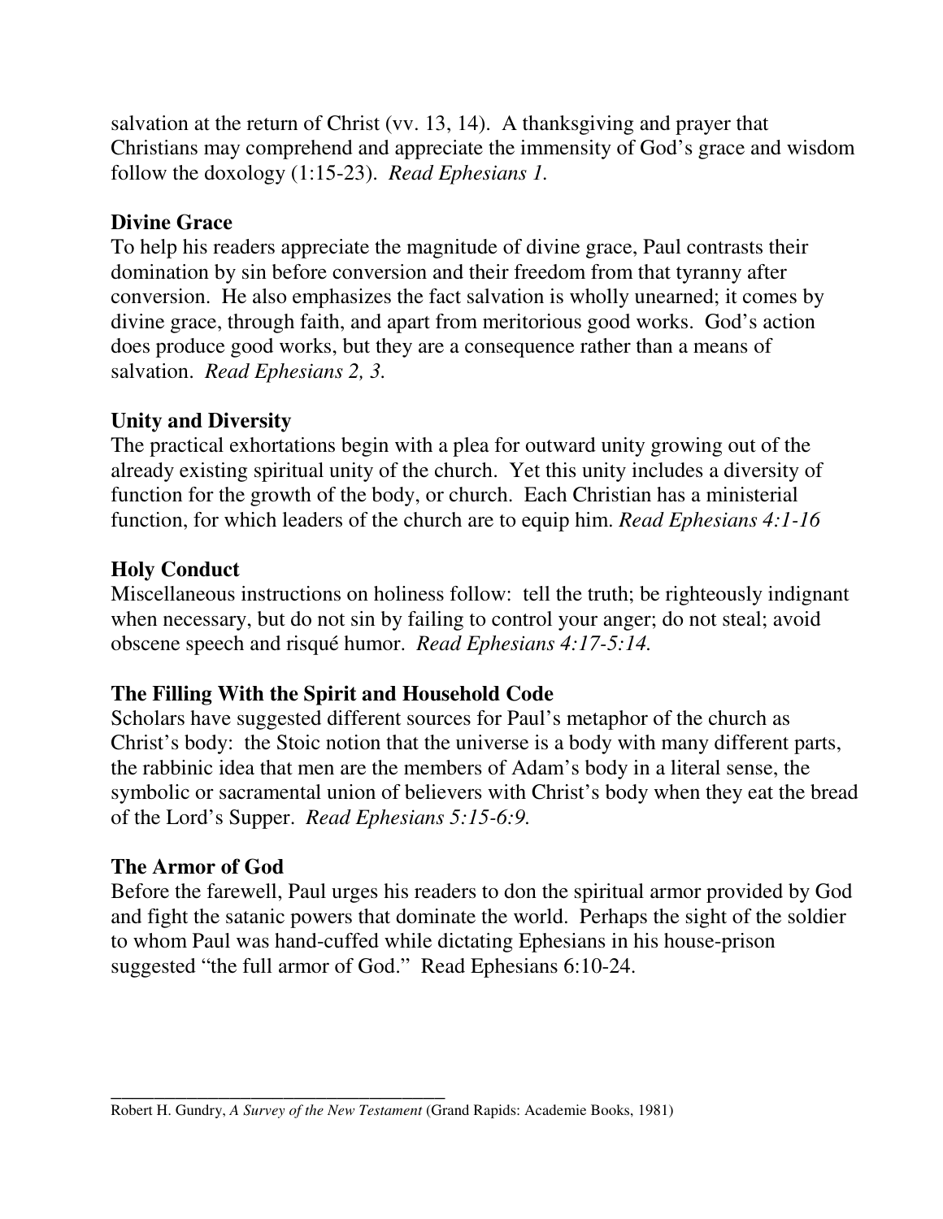salvation at the return of Christ (vv. 13, 14). A thanksgiving and prayer that Christians may comprehend and appreciate the immensity of God's grace and wisdom follow the doxology (1:15-23). *Read Ephesians 1.*

### Divine Grace

To help his readers appreciate the magnitude of divine grace, Paul contrasts their domination by sin before conversion and their freedom from that tyranny after conversion. He also emphasizes the fact salvation is wholly unearned; it comes by divine grace, through faith, and apart from meritorious good works. God's action does produce good works, but they are a consequence rather than a means of salvation. *Read Ephesians 2, 3.*

### Unity and Diversity

The practical exhortations begin with a plea for outward unity growing out of the already existing spiritual unity of the church. Yet this unity includes a diversity of function for the growth of the body, or church. Each Christian has a ministerial function, for which leaders of the church are to equip him. *Read Ephesians 4:1-16*

### Holy Conduct

Miscellaneous instructions on holiness follow: tell the truth; be righteously indignant when necessary, but do not sin by failing to control your anger; do not steal; avoid obscene speech and risqué humor. *Read Ephesians 4:17-5:14.*

### The Filling With the Spirit and Household Code

Scholars have suggested different sources for Paul's metaphor of the church as Christ's body: the Stoic notion that the universe is a body with many different parts, the rabbinic idea that men are the members of Adam's body in a literal sense, the symbolic or sacramental union of believers with Christ's body when they eat the bread of the Lord's Supper. *Read Ephesians 5:15-6:9.*

### The Armor of God

Before the farewell, Paul urges his readers to don the spiritual armor provided by God and fight the satanic powers that dominate the world. Perhaps the sight of the soldier to whom Paul was hand-cuffed while dictating Ephesians in his house-prison suggested "the full armor of God." Read Ephesians 6:10-24.

---

Robert H. Gundry, *A Survey of the New Testament* (Grand Rapids: Academie Books, 1981)